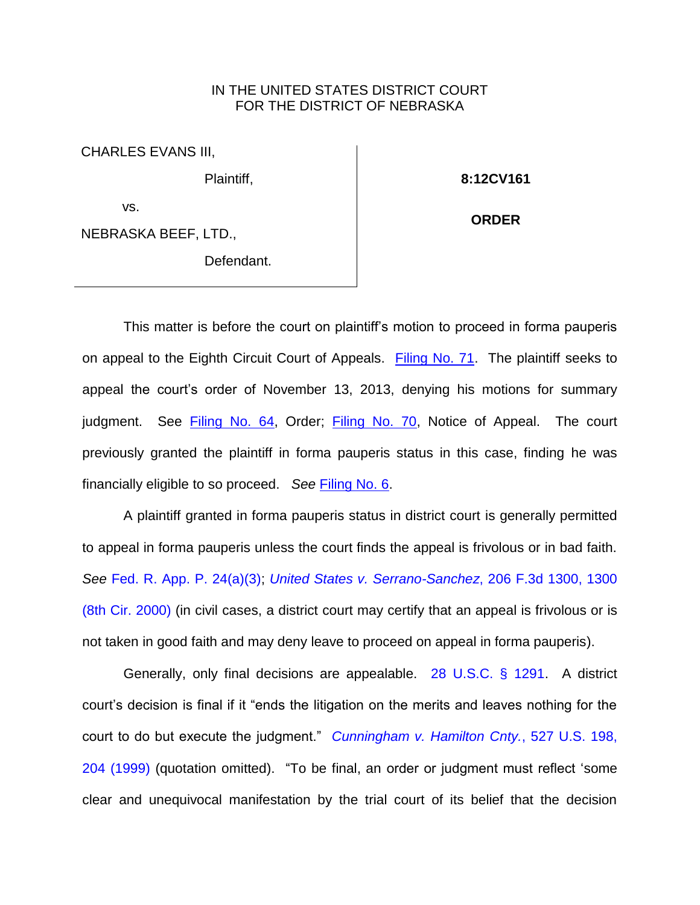IN THE UNITED STATES DISTRICT COURT
FOR THE DISTRICT OF NEBRASKA

| | |
|---|---|
| CHARLES EVANS III,<br><br>Plaintiff,<br><br>vs.<br><br>NEBRASKA BEEF, LTD.,<br><br>Defendant. | **8:12CV161**<br><br>**ORDER** |

This matter is before the court on plaintiff's motion to proceed in forma pauperis on appeal to the Eighth Circuit Court of Appeals. Filing No. 71. The plaintiff seeks to appeal the court's order of November 13, 2013, denying his motions for summary judgment. See Filing No. 64, Order; Filing No. 70, Notice of Appeal. The court previously granted the plaintiff in forma pauperis status in this case, finding he was financially eligible to so proceed. *See* Filing No. 6.

A plaintiff granted in forma pauperis status in district court is generally permitted to appeal in forma pauperis unless the court finds the appeal is frivolous or in bad faith. *See* Fed. R. App. P. 24(a)(3); *United States v. Serrano-Sanchez*, 206 F.3d 1300, 1300 (8th Cir. 2000) (in civil cases, a district court may certify that an appeal is frivolous or is not taken in good faith and may deny leave to proceed on appeal in forma pauperis).

Generally, only final decisions are appealable. 28 U.S.C. § 1291. A district court's decision is final if it "ends the litigation on the merits and leaves nothing for the court to do but execute the judgment." *Cunningham v. Hamilton Cnty.*, 527 U.S. 198, 204 (1999) (quotation omitted). "To be final, an order or judgment must reflect 'some clear and unequivocal manifestation by the trial court of its belief that the decision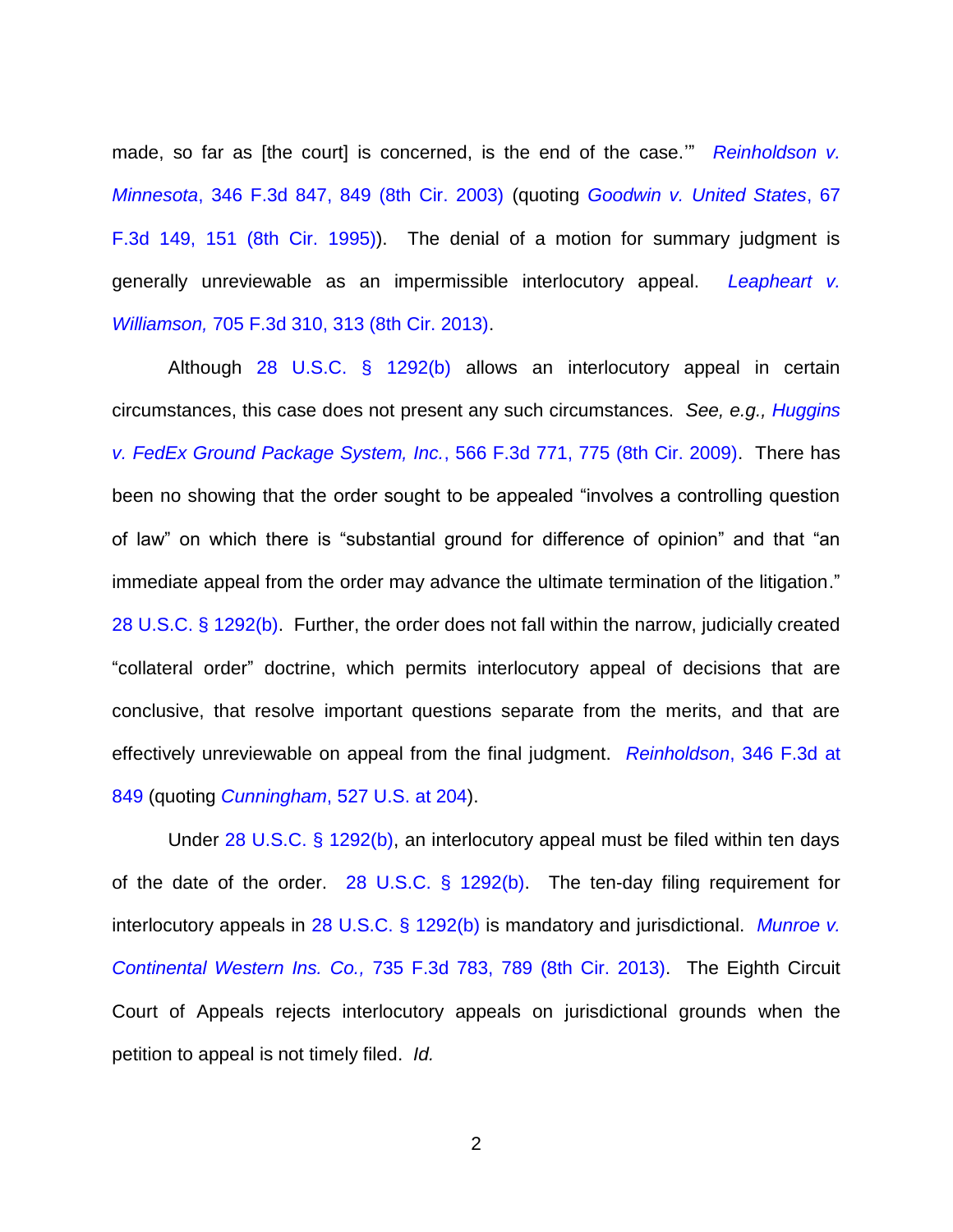made, so far as [the court] is concerned, is the end of the case.'" *Reinholdson v. Minnesota*, 346 F.3d 847, 849 (8th Cir. 2003) (quoting *Goodwin v. United States*, 67 F.3d 149, 151 (8th Cir. 1995)). The denial of a motion for summary judgment is generally unreviewable as an impermissible interlocutory appeal. *Leapheart v. Williamson,* 705 F.3d 310, 313 (8th Cir. 2013).

Although 28 U.S.C. § 1292(b) allows an interlocutory appeal in certain circumstances, this case does not present any such circumstances. *See, e.g., Huggins v. FedEx Ground Package System, Inc.*, 566 F.3d 771, 775 (8th Cir. 2009). There has been no showing that the order sought to be appealed "involves a controlling question of law" on which there is "substantial ground for difference of opinion" and that "an immediate appeal from the order may advance the ultimate termination of the litigation." 28 U.S.C. § 1292(b). Further, the order does not fall within the narrow, judicially created "collateral order" doctrine, which permits interlocutory appeal of decisions that are conclusive, that resolve important questions separate from the merits, and that are effectively unreviewable on appeal from the final judgment. *Reinholdson*, 346 F.3d at 849 (quoting *Cunningham*, 527 U.S. at 204).

Under 28 U.S.C. § 1292(b), an interlocutory appeal must be filed within ten days of the date of the order. 28 U.S.C. § 1292(b). The ten-day filing requirement for interlocutory appeals in 28 U.S.C. § 1292(b) is mandatory and jurisdictional. *Munroe v. Continental Western Ins. Co.,* 735 F.3d 783, 789 (8th Cir. 2013). The Eighth Circuit Court of Appeals rejects interlocutory appeals on jurisdictional grounds when the petition to appeal is not timely filed. *Id.*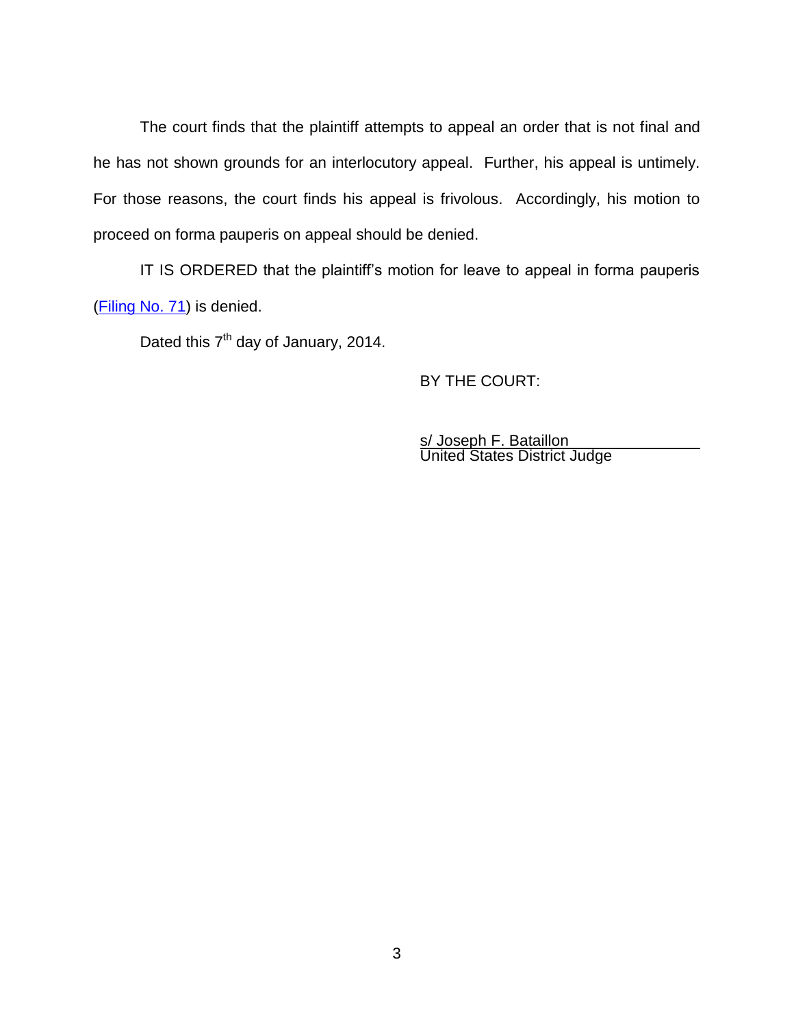The court finds that the plaintiff attempts to appeal an order that is not final and he has not shown grounds for an interlocutory appeal. Further, his appeal is untimely. For those reasons, the court finds his appeal is frivolous. Accordingly, his motion to proceed on forma pauperis on appeal should be denied.

IT IS ORDERED that the plaintiff's motion for leave to appeal in forma pauperis (Filing No. 71) is denied.

Dated this 7th day of January, 2014.

BY THE COURT:

s/ Joseph F. Bataillon
United States District Judge